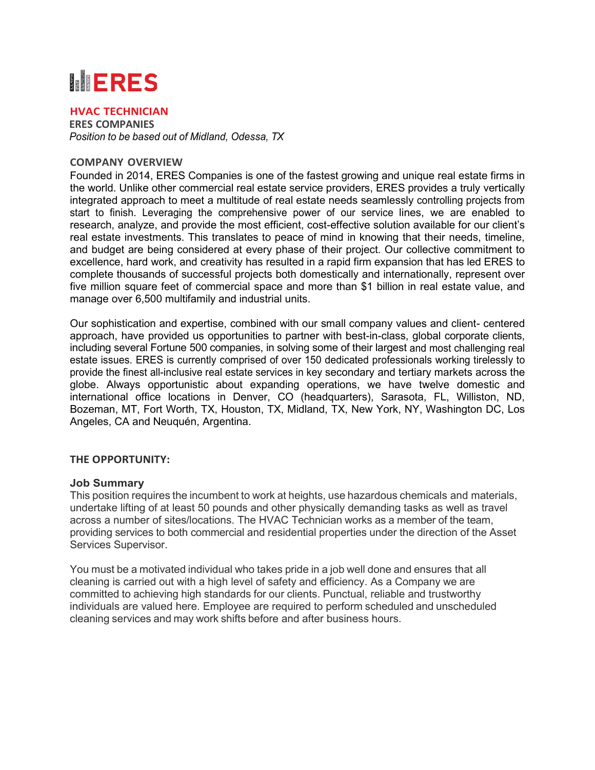# ERES

## HVAC TECHNICIAN

**ERES COMPANIES**

*Position to be based out of Midland, Odessa, TX*

### COMPANY OVERVIEW

Founded in 2014, ERES Companies is one of the fastest growing and unique real estate firms in the world. Unlike other commercial real estate service providers, ERES provides a truly vertically integrated approach to meet a multitude of real estate needs seamlessly controlling projects from start to finish. Leveraging the comprehensive power of our service lines, we are enabled to research, analyze, and provide the most efficient, cost-effective solution available for our client's real estate investments. This translates to peace of mind in knowing that their needs, timeline, and budget are being considered at every phase of their project. Our collective commitment to excellence, hard work, and creativity has resulted in a rapid firm expansion that has led ERES to complete thousands of successful projects both domestically and internationally, represent over five million square feet of commercial space and more than $1 billion in real estate value, and manage over 6,500 multifamily and industrial units.

Our sophistication and expertise, combined with our small company values and client- centered approach, have provided us opportunities to partner with best-in-class, global corporate clients, including several Fortune 500 companies, in solving some of their largest and most challenging real estate issues. ERES is currently comprised of over 150 dedicated professionals working tirelessly to provide the finest all-inclusive real estate services in key secondary and tertiary markets across the globe. Always opportunistic about expanding operations, we have twelve domestic and international office locations in Denver, CO (headquarters), Sarasota, FL, Williston, ND, Bozeman, MT, Fort Worth, TX, Houston, TX, Midland, TX, New York, NY, Washington DC, Los Angeles, CA and Neuquén, Argentina.

### THE OPPORTUNITY:

**Job Summary**

This position requires the incumbent to work at heights, use hazardous chemicals and materials, undertake lifting of at least 50 pounds and other physically demanding tasks as well as travel across a number of sites/locations. The HVAC Technician works as a member of the team, providing services to both commercial and residential properties under the direction of the Asset Services Supervisor.

You must be a motivated individual who takes pride in a job well done and ensures that all cleaning is carried out with a high level of safety and efficiency. As a Company we are committed to achieving high standards for our clients. Punctual, reliable and trustworthy individuals are valued here. Employee are required to perform scheduled and unscheduled cleaning services and may work shifts before and after business hours.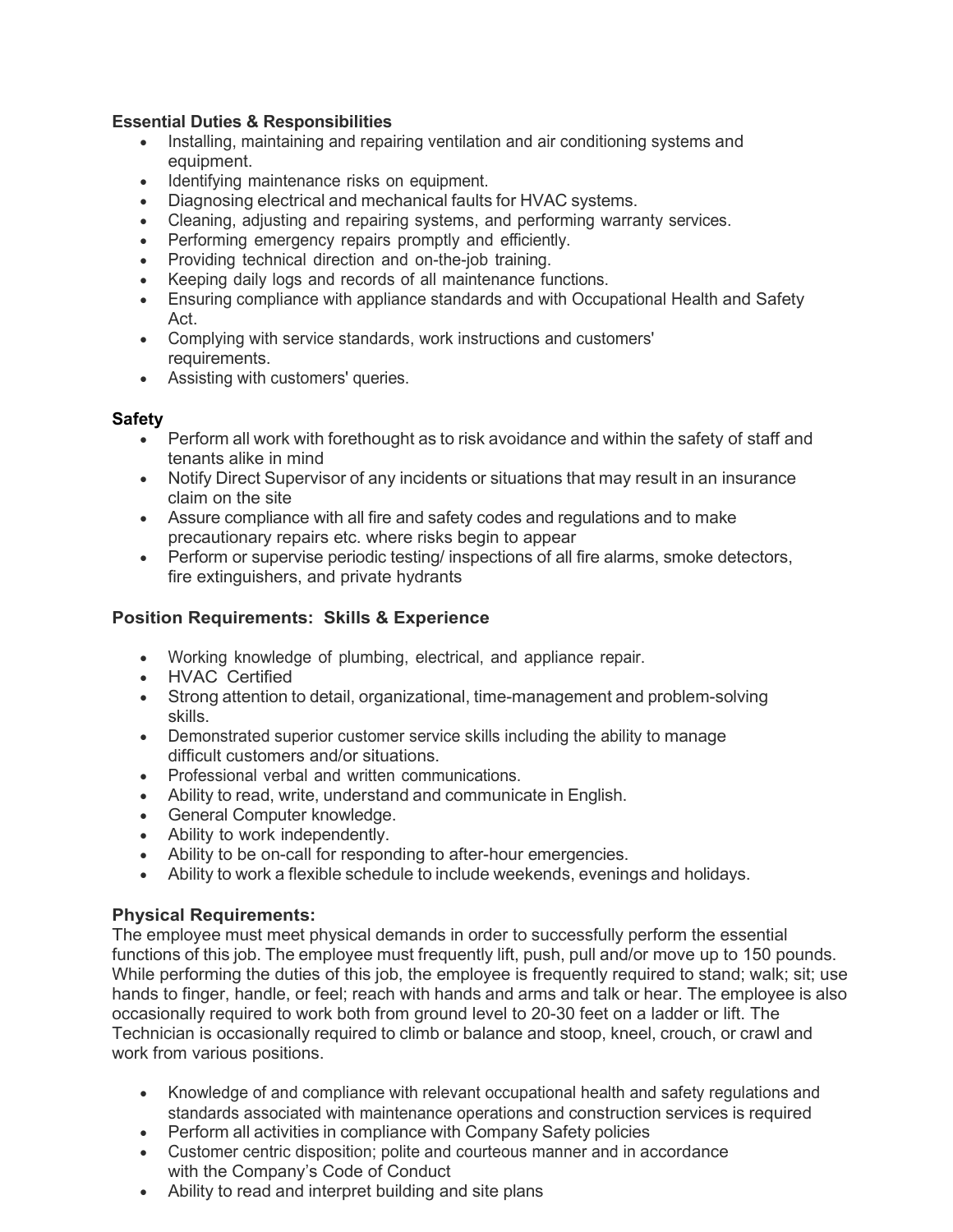**Essential Duties & Responsibilities**

- Installing, maintaining and repairing ventilation and air conditioning systems and equipment.
- Identifying maintenance risks on equipment.
- Diagnosing electrical and mechanical faults for HVAC systems.
- Cleaning, adjusting and repairing systems, and performing warranty services.
- Performing emergency repairs promptly and efficiently.
- Providing technical direction and on-the-job training.
- Keeping daily logs and records of all maintenance functions.
- Ensuring compliance with appliance standards and with Occupational Health and Safety Act.
- Complying with service standards, work instructions and customers' requirements.
- Assisting with customers' queries.

**Safety**

- Perform all work with forethought as to risk avoidance and within the safety of staff and tenants alike in mind
- Notify Direct Supervisor of any incidents or situations that may result in an insurance claim on the site
- Assure compliance with all fire and safety codes and regulations and to make precautionary repairs etc. where risks begin to appear
- Perform or supervise periodic testing/ inspections of all fire alarms, smoke detectors, fire extinguishers, and private hydrants

**Position Requirements: Skills & Experience**

- Working knowledge of plumbing, electrical, and appliance repair.
- HVAC Certified
- Strong attention to detail, organizational, time-management and problem-solving skills.
- Demonstrated superior customer service skills including the ability to manage difficult customers and/or situations.
- Professional verbal and written communications.
- Ability to read, write, understand and communicate in English.
- General Computer knowledge.
- Ability to work independently.
- Ability to be on-call for responding to after-hour emergencies.
- Ability to work a flexible schedule to include weekends, evenings and holidays.

**Physical Requirements:**

The employee must meet physical demands in order to successfully perform the essential functions of this job. The employee must frequently lift, push, pull and/or move up to 150 pounds. While performing the duties of this job, the employee is frequently required to stand; walk; sit; use hands to finger, handle, or feel; reach with hands and arms and talk or hear. The employee is also occasionally required to work both from ground level to 20-30 feet on a ladder or lift. The Technician is occasionally required to climb or balance and stoop, kneel, crouch, or crawl and work from various positions.

- Knowledge of and compliance with relevant occupational health and safety regulations and standards associated with maintenance operations and construction services is required
- Perform all activities in compliance with Company Safety policies
- Customer centric disposition; polite and courteous manner and in accordance with the Company's Code of Conduct
- Ability to read and interpret building and site plans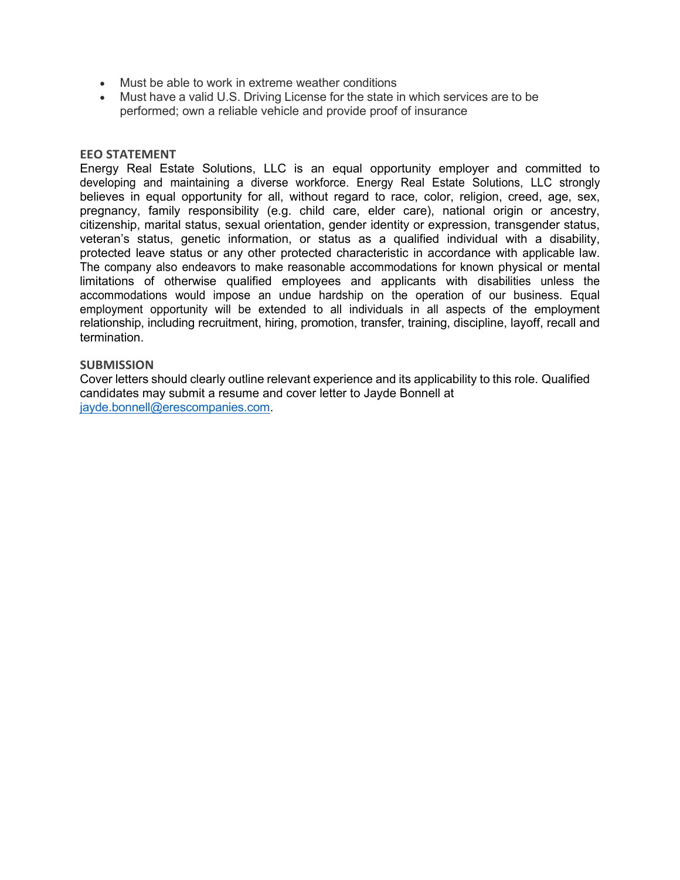- Must be able to work in extreme weather conditions
- Must have a valid U.S. Driving License for the state in which services are to be performed; own a reliable vehicle and provide proof of insurance

## EEO STATEMENT

Energy Real Estate Solutions, LLC is an equal opportunity employer and committed to developing and maintaining a diverse workforce. Energy Real Estate Solutions, LLC strongly believes in equal opportunity for all, without regard to race, color, religion, creed, age, sex, pregnancy, family responsibility (e.g. child care, elder care), national origin or ancestry, citizenship, marital status, sexual orientation, gender identity or expression, transgender status, veteran's status, genetic information, or status as a qualified individual with a disability, protected leave status or any other protected characteristic in accordance with applicable law. The company also endeavors to make reasonable accommodations for known physical or mental limitations of otherwise qualified employees and applicants with disabilities unless the accommodations would impose an undue hardship on the operation of our business. Equal employment opportunity will be extended to all individuals in all aspects of the employment relationship, including recruitment, hiring, promotion, transfer, training, discipline, layoff, recall and termination.

## SUBMISSION

Cover letters should clearly outline relevant experience and its applicability to this role. Qualified candidates may submit a resume and cover letter to Jayde Bonnell at jayde.bonnell@erescompanies.com.